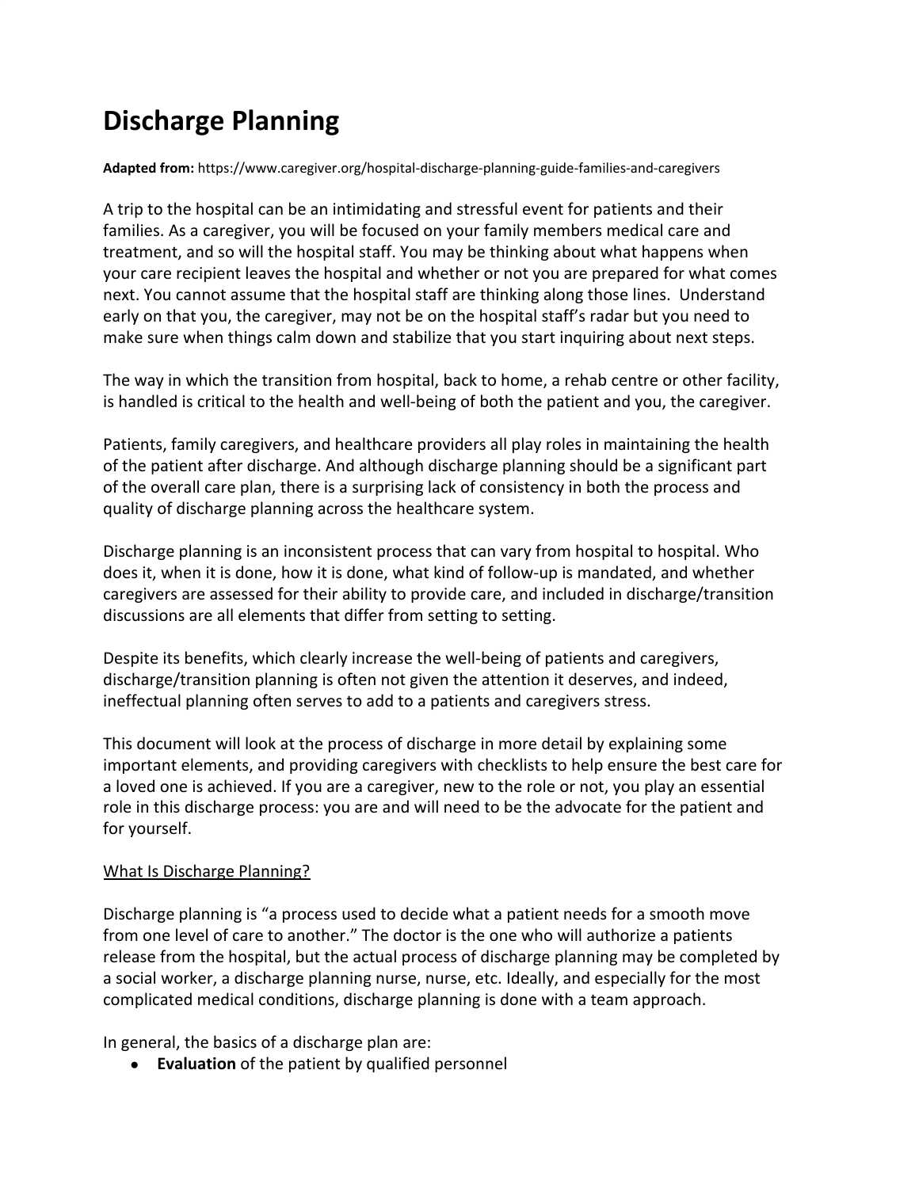# Discharge Planning

**Adapted from:** https://www.caregiver.org/hospital-discharge-planning-guide-families-and-caregivers

A trip to the hospital can be an intimidating and stressful event for patients and their families. As a caregiver, you will be focused on your family members medical care and treatment, and so will the hospital staff. You may be thinking about what happens when your care recipient leaves the hospital and whether or not you are prepared for what comes next. You cannot assume that the hospital staff are thinking along those lines. Understand early on that you, the caregiver, may not be on the hospital staff's radar but you need to make sure when things calm down and stabilize that you start inquiring about next steps.

The way in which the transition from hospital, back to home, a rehab centre or other facility, is handled is critical to the health and well-being of both the patient and you, the caregiver.

Patients, family caregivers, and healthcare providers all play roles in maintaining the health of the patient after discharge. And although discharge planning should be a significant part of the overall care plan, there is a surprising lack of consistency in both the process and quality of discharge planning across the healthcare system.

Discharge planning is an inconsistent process that can vary from hospital to hospital. Who does it, when it is done, how it is done, what kind of follow-up is mandated, and whether caregivers are assessed for their ability to provide care, and included in discharge/transition discussions are all elements that differ from setting to setting.

Despite its benefits, which clearly increase the well-being of patients and caregivers, discharge/transition planning is often not given the attention it deserves, and indeed, ineffectual planning often serves to add to a patients and caregivers stress.

This document will look at the process of discharge in more detail by explaining some important elements, and providing caregivers with checklists to help ensure the best care for a loved one is achieved. If you are a caregiver, new to the role or not, you play an essential role in this discharge process: you are and will need to be the advocate for the patient and for yourself.

## What Is Discharge Planning?

Discharge planning is "a process used to decide what a patient needs for a smooth move from one level of care to another." The doctor is the one who will authorize a patients release from the hospital, but the actual process of discharge planning may be completed by a social worker, a discharge planning nurse, nurse, etc. Ideally, and especially for the most complicated medical conditions, discharge planning is done with a team approach.

In general, the basics of a discharge plan are:

- **Evaluation** of the patient by qualified personnel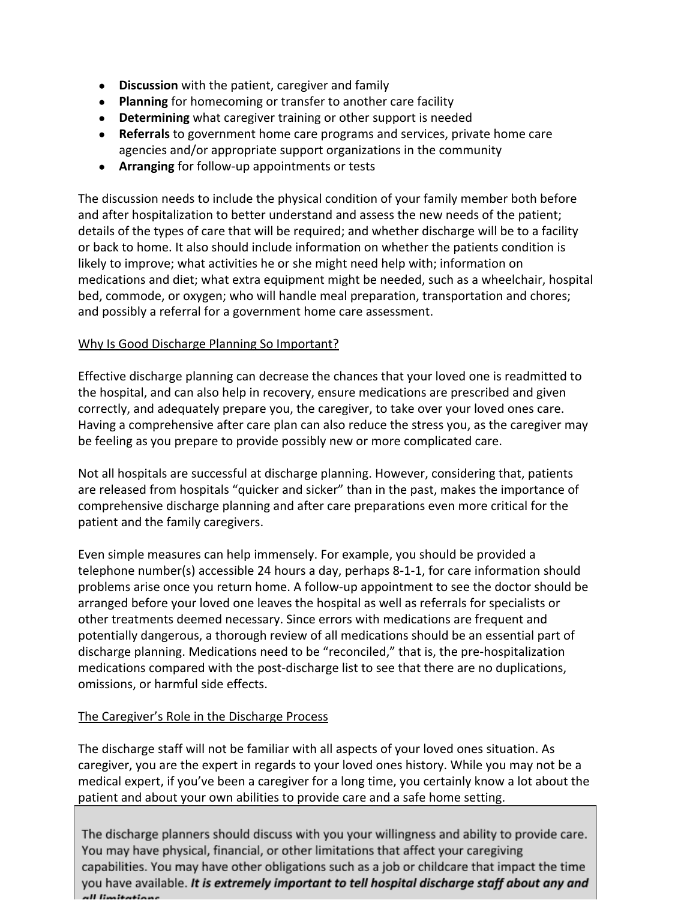- **Discussion** with the patient, caregiver and family
- **Planning** for homecoming or transfer to another care facility
- **Determining** what caregiver training or other support is needed
- **Referrals** to government home care programs and services, private home care agencies and/or appropriate support organizations in the community
- **Arranging** for follow-up appointments or tests

The discussion needs to include the physical condition of your family member both before and after hospitalization to better understand and assess the new needs of the patient; details of the types of care that will be required; and whether discharge will be to a facility or back to home. It also should include information on whether the patients condition is likely to improve; what activities he or she might need help with; information on medications and diet; what extra equipment might be needed, such as a wheelchair, hospital bed, commode, or oxygen; who will handle meal preparation, transportation and chores; and possibly a referral for a government home care assessment.

Why Is Good Discharge Planning So Important?

Effective discharge planning can decrease the chances that your loved one is readmitted to the hospital, and can also help in recovery, ensure medications are prescribed and given correctly, and adequately prepare you, the caregiver, to take over your loved ones care. Having a comprehensive after care plan can also reduce the stress you, as the caregiver may be feeling as you prepare to provide possibly new or more complicated care.

Not all hospitals are successful at discharge planning. However, considering that, patients are released from hospitals "quicker and sicker" than in the past, makes the importance of comprehensive discharge planning and after care preparations even more critical for the patient and the family caregivers.

Even simple measures can help immensely. For example, you should be provided a telephone number(s) accessible 24 hours a day, perhaps 8-1-1, for care information should problems arise once you return home. A follow-up appointment to see the doctor should be arranged before your loved one leaves the hospital as well as referrals for specialists or other treatments deemed necessary. Since errors with medications are frequent and potentially dangerous, a thorough review of all medications should be an essential part of discharge planning. Medications need to be "reconciled," that is, the pre-hospitalization medications compared with the post-discharge list to see that there are no duplications, omissions, or harmful side effects.

The Caregiver's Role in the Discharge Process

The discharge staff will not be familiar with all aspects of your loved ones situation. As caregiver, you are the expert in regards to your loved ones history. While you may not be a medical expert, if you've been a caregiver for a long time, you certainly know a lot about the patient and about your own abilities to provide care and a safe home setting.

The discharge planners should discuss with you your willingness and ability to provide care. You may have physical, financial, or other limitations that affect your caregiving capabilities. You may have other obligations such as a job or childcare that impact the time you have available. ***It is extremely important to tell hospital discharge staff about any and all limitations.***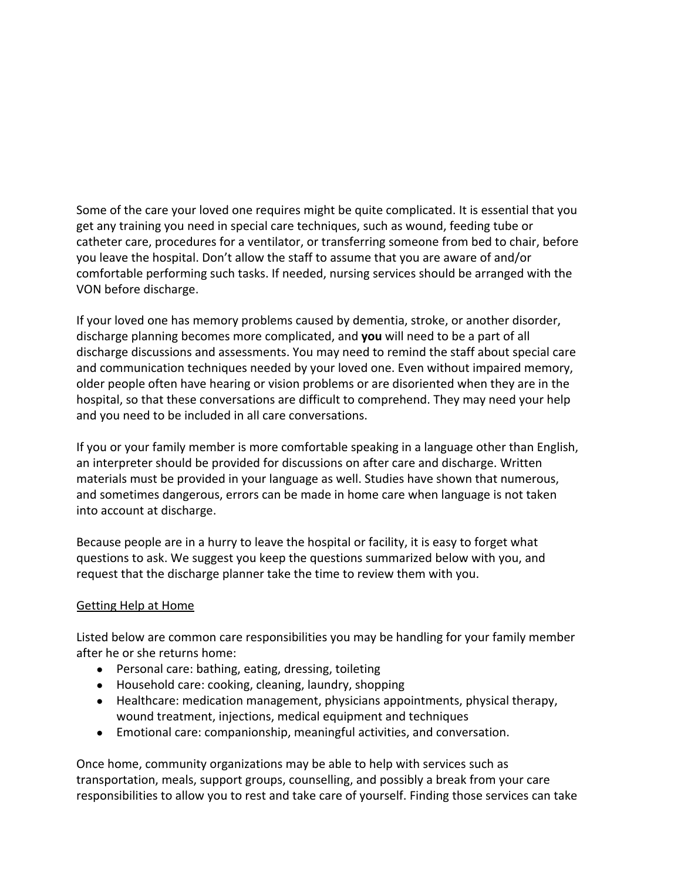Some of the care your loved one requires might be quite complicated. It is essential that you get any training you need in special care techniques, such as wound, feeding tube or catheter care, procedures for a ventilator, or transferring someone from bed to chair, before you leave the hospital. Don't allow the staff to assume that you are aware of and/or comfortable performing such tasks. If needed, nursing services should be arranged with the VON before discharge.

If your loved one has memory problems caused by dementia, stroke, or another disorder, discharge planning becomes more complicated, and **you** will need to be a part of all discharge discussions and assessments. You may need to remind the staff about special care and communication techniques needed by your loved one. Even without impaired memory, older people often have hearing or vision problems or are disoriented when they are in the hospital, so that these conversations are difficult to comprehend. They may need your help and you need to be included in all care conversations.

If you or your family member is more comfortable speaking in a language other than English, an interpreter should be provided for discussions on after care and discharge. Written materials must be provided in your language as well. Studies have shown that numerous, and sometimes dangerous, errors can be made in home care when language is not taken into account at discharge.

Because people are in a hurry to leave the hospital or facility, it is easy to forget what questions to ask. We suggest you keep the questions summarized below with you, and request that the discharge planner take the time to review them with you.

Getting Help at Home

Listed below are common care responsibilities you may be handling for your family member after he or she returns home:

- Personal care: bathing, eating, dressing, toileting
- Household care: cooking, cleaning, laundry, shopping
- Healthcare: medication management, physicians appointments, physical therapy, wound treatment, injections, medical equipment and techniques
- Emotional care: companionship, meaningful activities, and conversation.

Once home, community organizations may be able to help with services such as transportation, meals, support groups, counselling, and possibly a break from your care responsibilities to allow you to rest and take care of yourself. Finding those services can take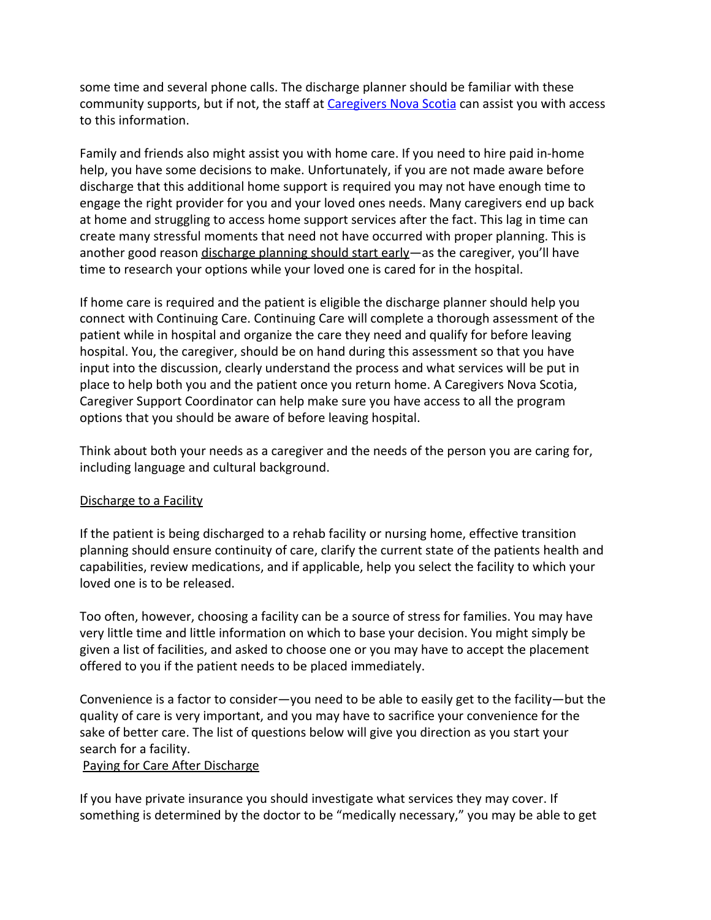some time and several phone calls. The discharge planner should be familiar with these community supports, but if not, the staff at [Caregivers Nova Scotia](#) can assist you with access to this information.

Family and friends also might assist you with home care. If you need to hire paid in-home help, you have some decisions to make. Unfortunately, if you are not made aware before discharge that this additional home support is required you may not have enough time to engage the right provider for you and your loved ones needs. Many caregivers end up back at home and struggling to access home support services after the fact. This lag in time can create many stressful moments that need not have occurred with proper planning. This is another good reason discharge planning should start early—as the caregiver, you'll have time to research your options while your loved one is cared for in the hospital.

If home care is required and the patient is eligible the discharge planner should help you connect with Continuing Care. Continuing Care will complete a thorough assessment of the patient while in hospital and organize the care they need and qualify for before leaving hospital. You, the caregiver, should be on hand during this assessment so that you have input into the discussion, clearly understand the process and what services will be put in place to help both you and the patient once you return home. A Caregivers Nova Scotia, Caregiver Support Coordinator can help make sure you have access to all the program options that you should be aware of before leaving hospital.

Think about both your needs as a caregiver and the needs of the person you are caring for, including language and cultural background.

## Discharge to a Facility

If the patient is being discharged to a rehab facility or nursing home, effective transition planning should ensure continuity of care, clarify the current state of the patients health and capabilities, review medications, and if applicable, help you select the facility to which your loved one is to be released.

Too often, however, choosing a facility can be a source of stress for families. You may have very little time and little information on which to base your decision. You might simply be given a list of facilities, and asked to choose one or you may have to accept the placement offered to you if the patient needs to be placed immediately.

Convenience is a factor to consider—you need to be able to easily get to the facility—but the quality of care is very important, and you may have to sacrifice your convenience for the sake of better care. The list of questions below will give you direction as you start your search for a facility.

## Paying for Care After Discharge

If you have private insurance you should investigate what services they may cover. If something is determined by the doctor to be "medically necessary," you may be able to get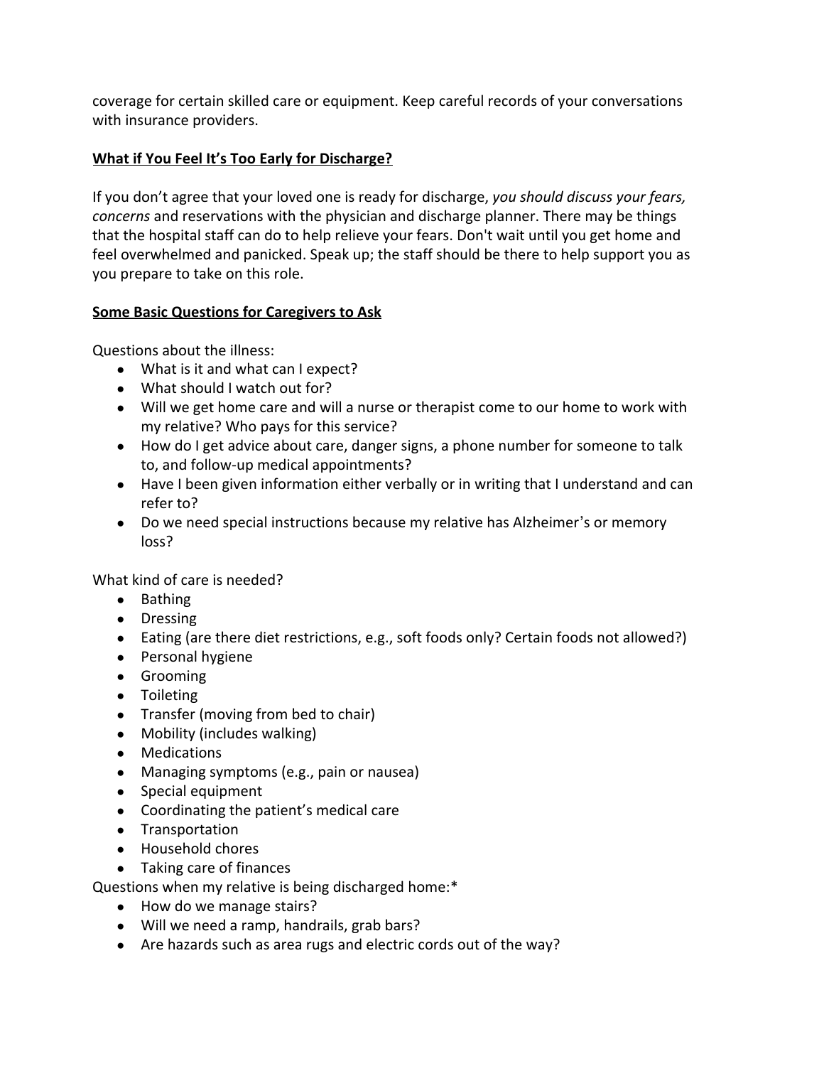coverage for certain skilled care or equipment. Keep careful records of your conversations with insurance providers.

**<u>What if You Feel It's Too Early for Discharge?</u>**

If you don't agree that your loved one is ready for discharge, *you should discuss your fears, concerns* and reservations with the physician and discharge planner. There may be things that the hospital staff can do to help relieve your fears. Don't wait until you get home and feel overwhelmed and panicked. Speak up; the staff should be there to help support you as you prepare to take on this role.

**<u>Some Basic Questions for Caregivers to Ask</u>**

Questions about the illness:

- What is it and what can I expect?
- What should I watch out for?
- Will we get home care and will a nurse or therapist come to our home to work with my relative? Who pays for this service?
- How do I get advice about care, danger signs, a phone number for someone to talk to, and follow-up medical appointments?
- Have I been given information either verbally or in writing that I understand and can refer to?
- Do we need special instructions because my relative has Alzheimer's or memory loss?

What kind of care is needed?

- Bathing
- Dressing
- Eating (are there diet restrictions, e.g., soft foods only? Certain foods not allowed?)
- Personal hygiene
- Grooming
- Toileting
- Transfer (moving from bed to chair)
- Mobility (includes walking)
- Medications
- Managing symptoms (e.g., pain or nausea)
- Special equipment
- Coordinating the patient's medical care
- Transportation
- Household chores
- Taking care of finances

Questions when my relative is being discharged home:*

- How do we manage stairs?
- Will we need a ramp, handrails, grab bars?
- Are hazards such as area rugs and electric cords out of the way?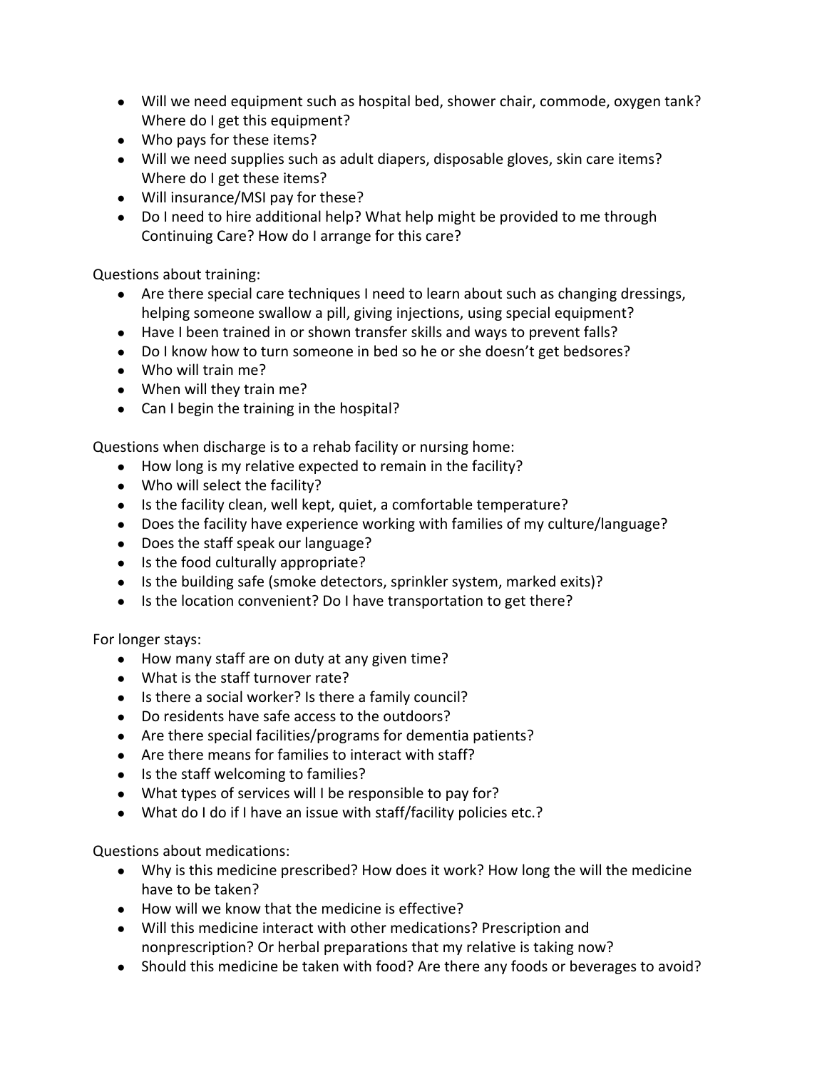- Will we need equipment such as hospital bed, shower chair, commode, oxygen tank? Where do I get this equipment?
- Who pays for these items?
- Will we need supplies such as adult diapers, disposable gloves, skin care items? Where do I get these items?
- Will insurance/MSI pay for these?
- Do I need to hire additional help? What help might be provided to me through Continuing Care? How do I arrange for this care?

Questions about training:

- Are there special care techniques I need to learn about such as changing dressings, helping someone swallow a pill, giving injections, using special equipment?
- Have I been trained in or shown transfer skills and ways to prevent falls?
- Do I know how to turn someone in bed so he or she doesn't get bedsores?
- Who will train me?
- When will they train me?
- Can I begin the training in the hospital?

Questions when discharge is to a rehab facility or nursing home:

- How long is my relative expected to remain in the facility?
- Who will select the facility?
- Is the facility clean, well kept, quiet, a comfortable temperature?
- Does the facility have experience working with families of my culture/language?
- Does the staff speak our language?
- Is the food culturally appropriate?
- Is the building safe (smoke detectors, sprinkler system, marked exits)?
- Is the location convenient? Do I have transportation to get there?

For longer stays:

- How many staff are on duty at any given time?
- What is the staff turnover rate?
- Is there a social worker? Is there a family council?
- Do residents have safe access to the outdoors?
- Are there special facilities/programs for dementia patients?
- Are there means for families to interact with staff?
- Is the staff welcoming to families?
- What types of services will I be responsible to pay for?
- What do I do if I have an issue with staff/facility policies etc.?

Questions about medications:

- Why is this medicine prescribed? How does it work? How long the will the medicine have to be taken?
- How will we know that the medicine is effective?
- Will this medicine interact with other medications? Prescription and nonprescription? Or herbal preparations that my relative is taking now?
- Should this medicine be taken with food? Are there any foods or beverages to avoid?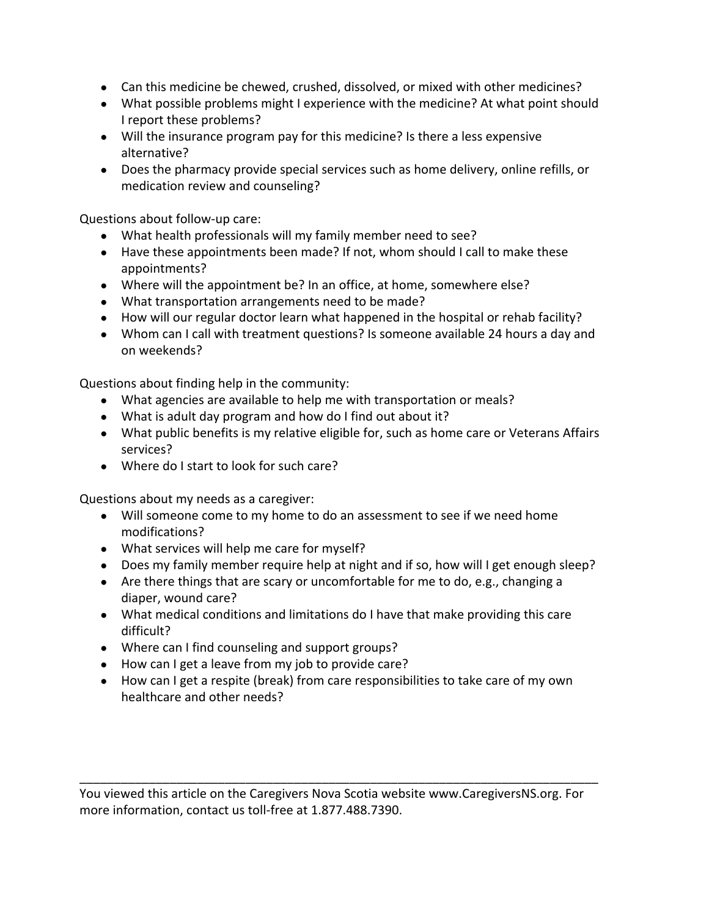- Can this medicine be chewed, crushed, dissolved, or mixed with other medicines?
- What possible problems might I experience with the medicine? At what point should I report these problems?
- Will the insurance program pay for this medicine? Is there a less expensive alternative?
- Does the pharmacy provide special services such as home delivery, online refills, or medication review and counseling?

Questions about follow-up care:

- What health professionals will my family member need to see?
- Have these appointments been made? If not, whom should I call to make these appointments?
- Where will the appointment be? In an office, at home, somewhere else?
- What transportation arrangements need to be made?
- How will our regular doctor learn what happened in the hospital or rehab facility?
- Whom can I call with treatment questions? Is someone available 24 hours a day and on weekends?

Questions about finding help in the community:

- What agencies are available to help me with transportation or meals?
- What is adult day program and how do I find out about it?
- What public benefits is my relative eligible for, such as home care or Veterans Affairs services?
- Where do I start to look for such care?

Questions about my needs as a caregiver:

- Will someone come to my home to do an assessment to see if we need home modifications?
- What services will help me care for myself?
- Does my family member require help at night and if so, how will I get enough sleep?
- Are there things that are scary or uncomfortable for me to do, e.g., changing a diaper, wound care?
- What medical conditions and limitations do I have that make providing this care difficult?
- Where can I find counseling and support groups?
- How can I get a leave from my job to provide care?
- How can I get a respite (break) from care responsibilities to take care of my own healthcare and other needs?

---

You viewed this article on the Caregivers Nova Scotia website www.CaregiversNS.org. For more information, contact us toll-free at 1.877.488.7390.